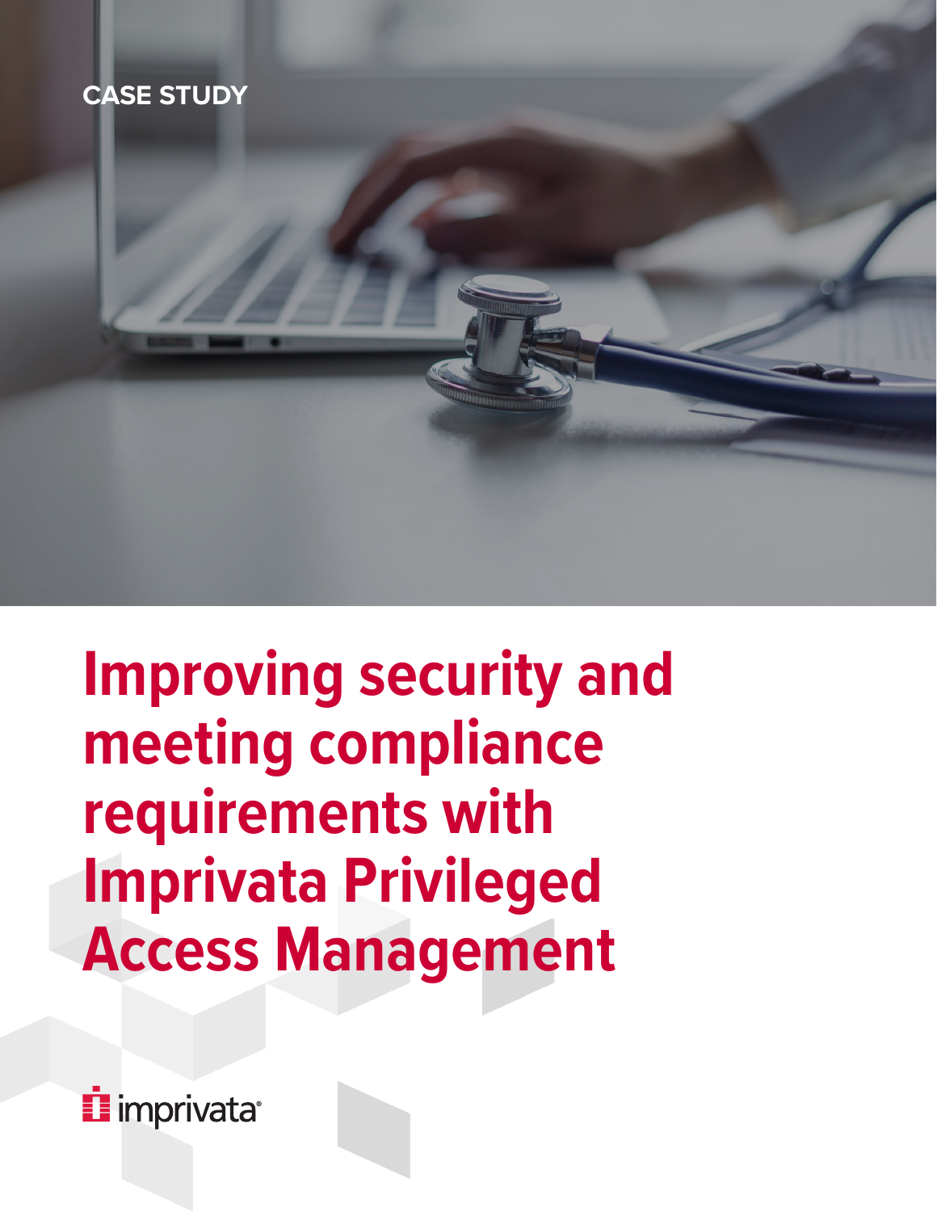CASE STUDY

# Improving security and meeting compliance requirements with Imprivata Privileged Access Management

imprivata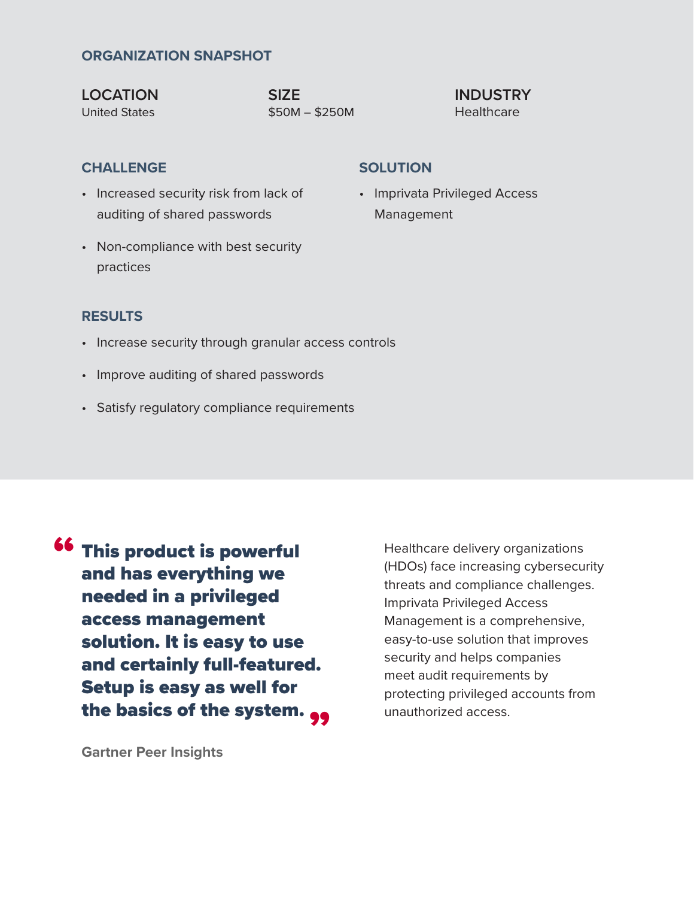## ORGANIZATION SNAPSHOT

**LOCATION**
United States

**SIZE**
$50M – $250M

**INDUSTRY**
Healthcare

### CHALLENGE

- Increased security risk from lack of auditing of shared passwords
- Non-compliance with best security practices

### SOLUTION

- Imprivata Privileged Access Management

### RESULTS

- Increase security through granular access controls
- Improve auditing of shared passwords
- Satisfy regulatory compliance requirements

> **"This product is powerful and has everything we needed in a privileged access management solution. It is easy to use and certainly full-featured. Setup is easy as well for the basics of the system."**
>
> **Gartner Peer Insights**

Healthcare delivery organizations (HDOs) face increasing cybersecurity threats and compliance challenges. Imprivata Privileged Access Management is a comprehensive, easy-to-use solution that improves security and helps companies meet audit requirements by protecting privileged accounts from unauthorized access.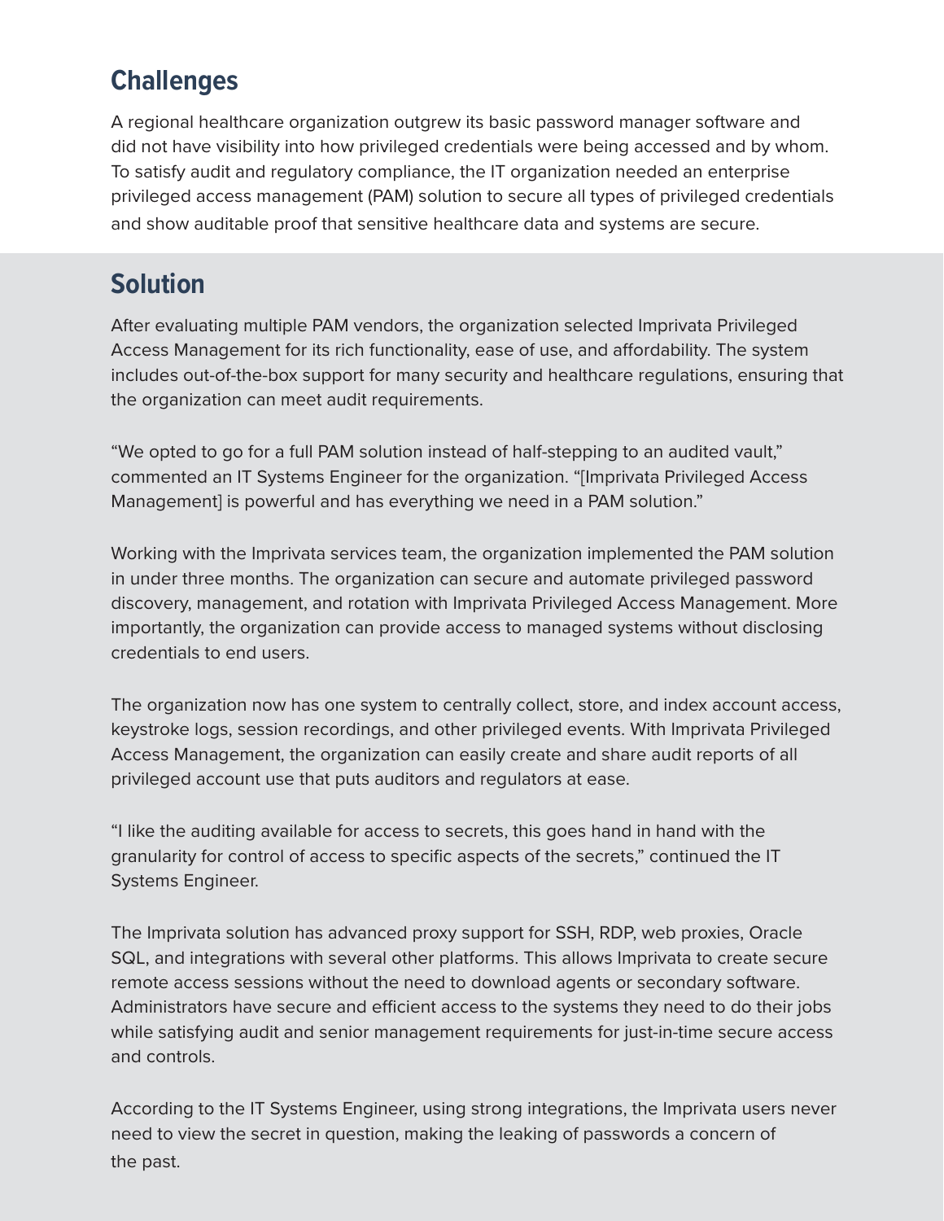## Challenges

A regional healthcare organization outgrew its basic password manager software and did not have visibility into how privileged credentials were being accessed and by whom. To satisfy audit and regulatory compliance, the IT organization needed an enterprise privileged access management (PAM) solution to secure all types of privileged credentials and show auditable proof that sensitive healthcare data and systems are secure.

## Solution

After evaluating multiple PAM vendors, the organization selected Imprivata Privileged Access Management for its rich functionality, ease of use, and affordability. The system includes out-of-the-box support for many security and healthcare regulations, ensuring that the organization can meet audit requirements.

“We opted to go for a full PAM solution instead of half-stepping to an audited vault,” commented an IT Systems Engineer for the organization. “[Imprivata Privileged Access Management] is powerful and has everything we need in a PAM solution.”

Working with the Imprivata services team, the organization implemented the PAM solution in under three months. The organization can secure and automate privileged password discovery, management, and rotation with Imprivata Privileged Access Management. More importantly, the organization can provide access to managed systems without disclosing credentials to end users.

The organization now has one system to centrally collect, store, and index account access, keystroke logs, session recordings, and other privileged events. With Imprivata Privileged Access Management, the organization can easily create and share audit reports of all privileged account use that puts auditors and regulators at ease.

“I like the auditing available for access to secrets, this goes hand in hand with the granularity for control of access to specific aspects of the secrets,” continued the IT Systems Engineer.

The Imprivata solution has advanced proxy support for SSH, RDP, web proxies, Oracle SQL, and integrations with several other platforms. This allows Imprivata to create secure remote access sessions without the need to download agents or secondary software. Administrators have secure and efficient access to the systems they need to do their jobs while satisfying audit and senior management requirements for just-in-time secure access and controls.

According to the IT Systems Engineer, using strong integrations, the Imprivata users never need to view the secret in question, making the leaking of passwords a concern of the past.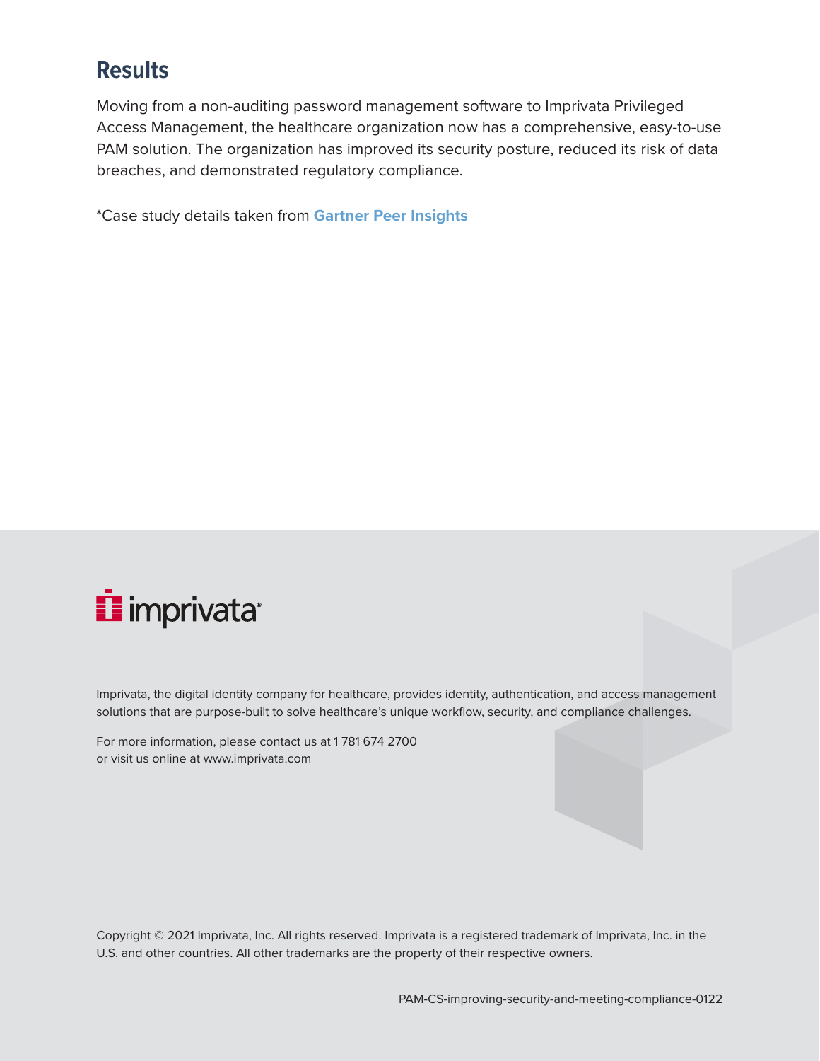## Results

Moving from a non-auditing password management software to Imprivata Privileged Access Management, the healthcare organization now has a comprehensive, easy-to-use PAM solution. The organization has improved its security posture, reduced its risk of data breaches, and demonstrated regulatory compliance.

*Case study details taken from **Gartner Peer Insights**

imprivata®

Imprivata, the digital identity company for healthcare, provides identity, authentication, and access management solutions that are purpose-built to solve healthcare's unique workflow, security, and compliance challenges.

For more information, please contact us at 1 781 674 2700
or visit us online at www.imprivata.com

Copyright © 2021 Imprivata, Inc. All rights reserved. Imprivata is a registered trademark of Imprivata, Inc. in the U.S. and other countries. All other trademarks are the property of their respective owners.

PAM-CS-improving-security-and-meeting-compliance-0122